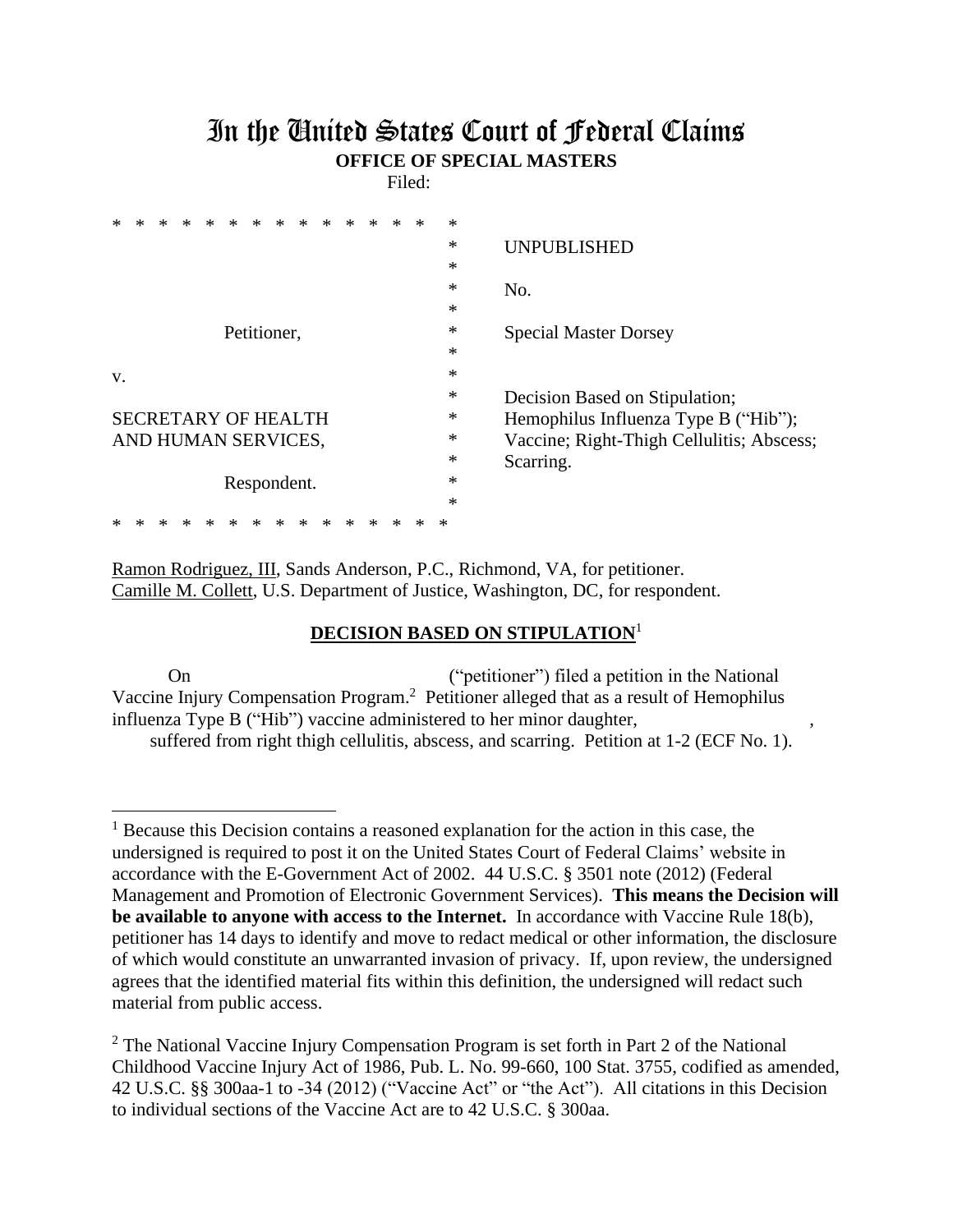# In the United States Court of Federal Claims

**OFFICE OF SPECIAL MASTERS**

Filed:

| | | |
|---|---|---|
| | * | UNPUBLISHED |
| | * | No. |
| Petitioner, | * | Special Master Dorsey |
| v. | * | |
| | * | Decision Based on Stipulation; |
| SECRETARY OF HEALTH | * | Hemophilus Influenza Type B ("Hib"); |
| AND HUMAN SERVICES, | * | Vaccine; Right-Thigh Cellulitis; Abscess; |
| | * | Scarring. |
| Respondent. | * | |

Ramon Rodriguez, III, Sands Anderson, P.C., Richmond, VA, for petitioner.
Camille M. Collett, U.S. Department of Justice, Washington, DC, for respondent.

**DECISION BASED ON STIPULATION**[1]

On ("petitioner") filed a petition in the National Vaccine Injury Compensation Program.[2] Petitioner alleged that as a result of Hemophilus influenza Type B ("Hib") vaccine administered to her minor daughter, , suffered from right thigh cellulitis, abscess, and scarring. Petition at 1-2 (ECF No. 1).

[1] Because this Decision contains a reasoned explanation for the action in this case, the undersigned is required to post it on the United States Court of Federal Claims' website in accordance with the E-Government Act of 2002. 44 U.S.C. § 3501 note (2012) (Federal Management and Promotion of Electronic Government Services). **This means the Decision will be available to anyone with access to the Internet.** In accordance with Vaccine Rule 18(b), petitioner has 14 days to identify and move to redact medical or other information, the disclosure of which would constitute an unwarranted invasion of privacy. If, upon review, the undersigned agrees that the identified material fits within this definition, the undersigned will redact such material from public access.

[2] The National Vaccine Injury Compensation Program is set forth in Part 2 of the National Childhood Vaccine Injury Act of 1986, Pub. L. No. 99-660, 100 Stat. 3755, codified as amended, 42 U.S.C. §§ 300aa-1 to -34 (2012) ("Vaccine Act" or "the Act"). All citations in this Decision to individual sections of the Vaccine Act are to 42 U.S.C. § 300aa.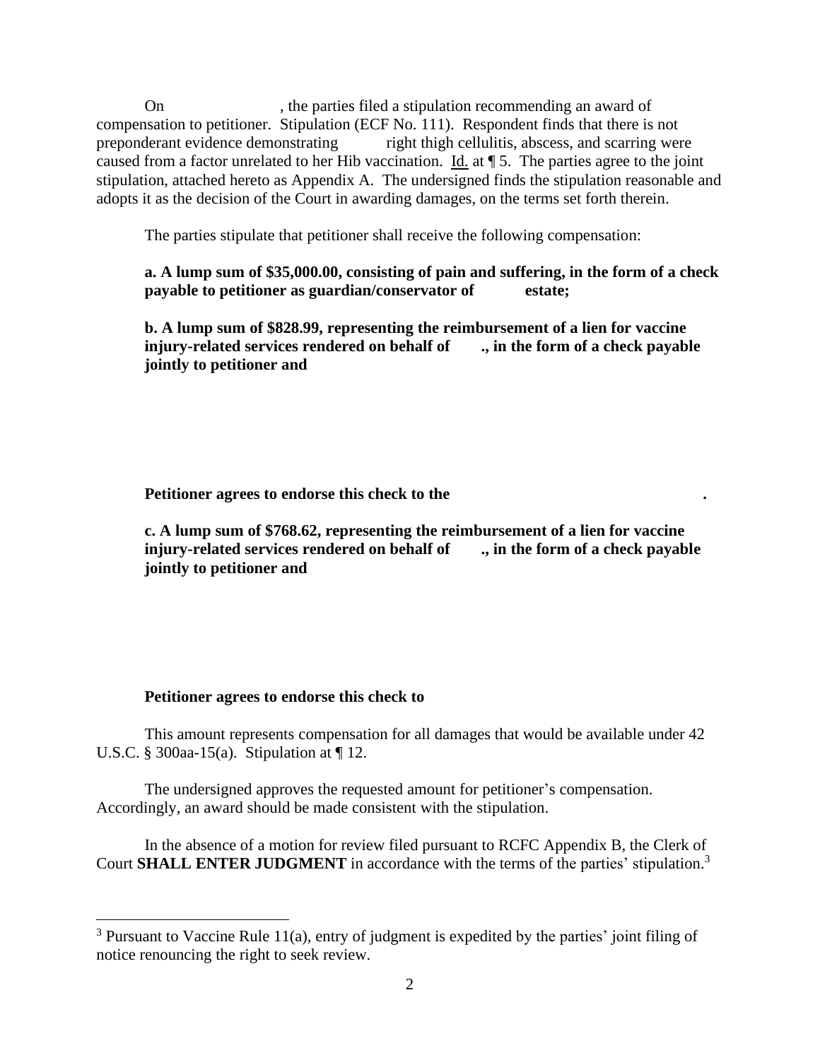On , the parties filed a stipulation recommending an award of compensation to petitioner. Stipulation (ECF No. 111). Respondent finds that there is not preponderant evidence demonstrating right thigh cellulitis, abscess, and scarring were caused from a factor unrelated to her Hib vaccination. Id. at ¶ 5. The parties agree to the joint stipulation, attached hereto as Appendix A. The undersigned finds the stipulation reasonable and adopts it as the decision of the Court in awarding damages, on the terms set forth therein.

The parties stipulate that petitioner shall receive the following compensation:

**a. A lump sum of $35,000.00, consisting of pain and suffering, in the form of a check payable to petitioner as guardian/conservator of estate;**

**b. A lump sum of $828.99, representing the reimbursement of a lien for vaccine injury-related services rendered on behalf of ., in the form of a check payable jointly to petitioner and**

**Petitioner agrees to endorse this check to the .**

**c. A lump sum of $768.62, representing the reimbursement of a lien for vaccine injury-related services rendered on behalf of ., in the form of a check payable jointly to petitioner and**

**Petitioner agrees to endorse this check to**

This amount represents compensation for all damages that would be available under 42 U.S.C. § 300aa-15(a). Stipulation at ¶ 12.

The undersigned approves the requested amount for petitioner's compensation. Accordingly, an award should be made consistent with the stipulation.

In the absence of a motion for review filed pursuant to RCFC Appendix B, the Clerk of Court **SHALL ENTER JUDGMENT** in accordance with the terms of the parties' stipulation.[3]

[3] Pursuant to Vaccine Rule 11(a), entry of judgment is expedited by the parties' joint filing of notice renouncing the right to seek review.